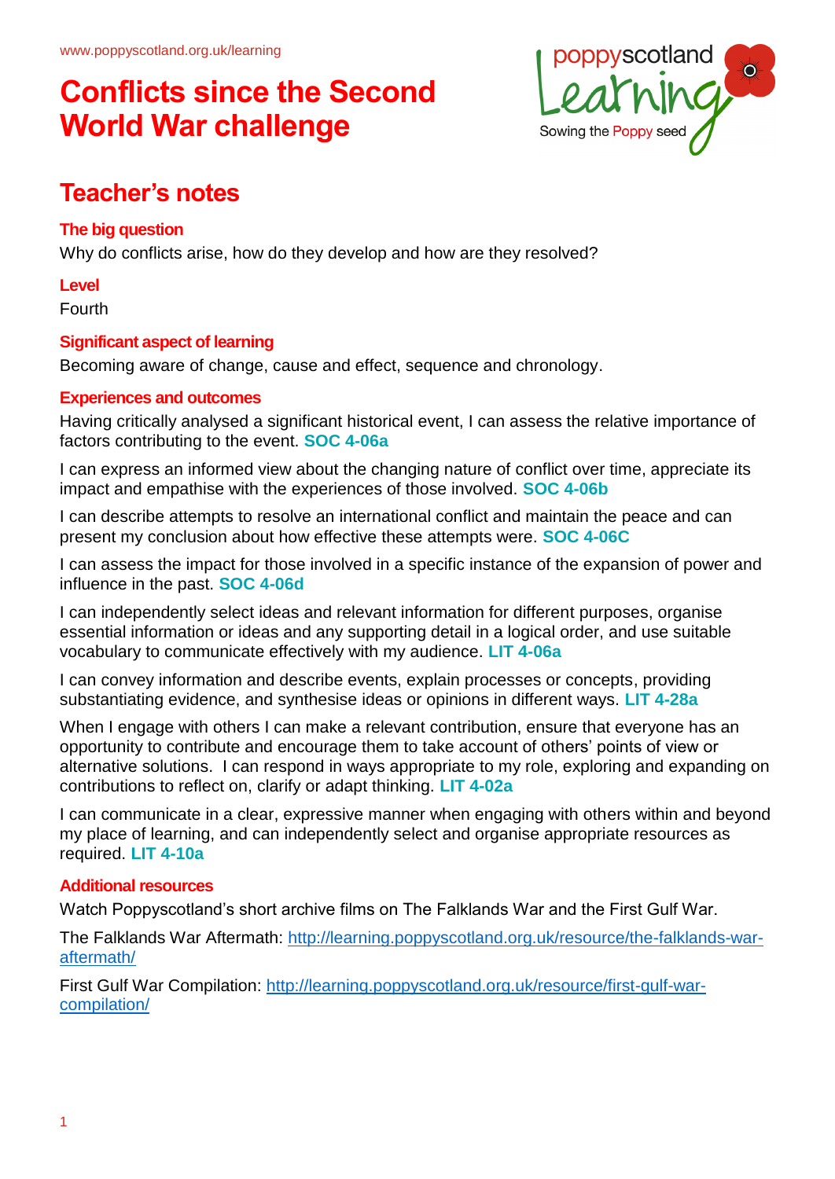www.poppyscotland.org.uk/learning

# Conflicts since the Second World War challenge

## Teacher's notes

### The big question

Why do conflicts arise, how do they develop and how are they resolved?

### Level

Fourth

### Significant aspect of learning

Becoming aware of change, cause and effect, sequence and chronology.

### Experiences and outcomes

Having critically analysed a significant historical event, I can assess the relative importance of factors contributing to the event. **SOC 4-06a**

I can express an informed view about the changing nature of conflict over time, appreciate its impact and empathise with the experiences of those involved. **SOC 4-06b**

I can describe attempts to resolve an international conflict and maintain the peace and can present my conclusion about how effective these attempts were. **SOC 4-06C**

I can assess the impact for those involved in a specific instance of the expansion of power and influence in the past. **SOC 4-06d**

I can independently select ideas and relevant information for different purposes, organise essential information or ideas and any supporting detail in a logical order, and use suitable vocabulary to communicate effectively with my audience. **LIT 4-06a**

I can convey information and describe events, explain processes or concepts, providing substantiating evidence, and synthesise ideas or opinions in different ways. **LIT 4-28a**

When I engage with others I can make a relevant contribution, ensure that everyone has an opportunity to contribute and encourage them to take account of others' points of view or alternative solutions. I can respond in ways appropriate to my role, exploring and expanding on contributions to reflect on, clarify or adapt thinking. **LIT 4-02a**

I can communicate in a clear, expressive manner when engaging with others within and beyond my place of learning, and can independently select and organise appropriate resources as required. **LIT 4-10a**

### Additional resources

Watch Poppyscotland's short archive films on The Falklands War and the First Gulf War.

The Falklands War Aftermath: http://learning.poppyscotland.org.uk/resource/the-falklands-war-aftermath/

First Gulf War Compilation: http://learning.poppyscotland.org.uk/resource/first-gulf-war-compilation/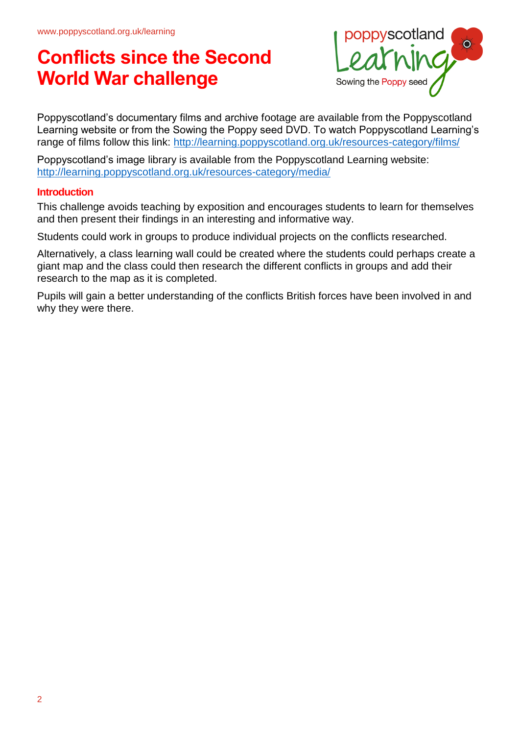# Conflicts since the Second World War challenge

Poppyscotland's documentary films and archive footage are available from the Poppyscotland Learning website or from the Sowing the Poppy seed DVD. To watch Poppyscotland Learning's range of films follow this link: http://learning.poppyscotland.org.uk/resources-category/films/

Poppyscotland's image library is available from the Poppyscotland Learning website: http://learning.poppyscotland.org.uk/resources-category/media/

## Introduction

This challenge avoids teaching by exposition and encourages students to learn for themselves and then present their findings in an interesting and informative way.

Students could work in groups to produce individual projects on the conflicts researched.

Alternatively, a class learning wall could be created where the students could perhaps create a giant map and the class could then research the different conflicts in groups and add their research to the map as it is completed.

Pupils will gain a better understanding of the conflicts British forces have been involved in and why they were there.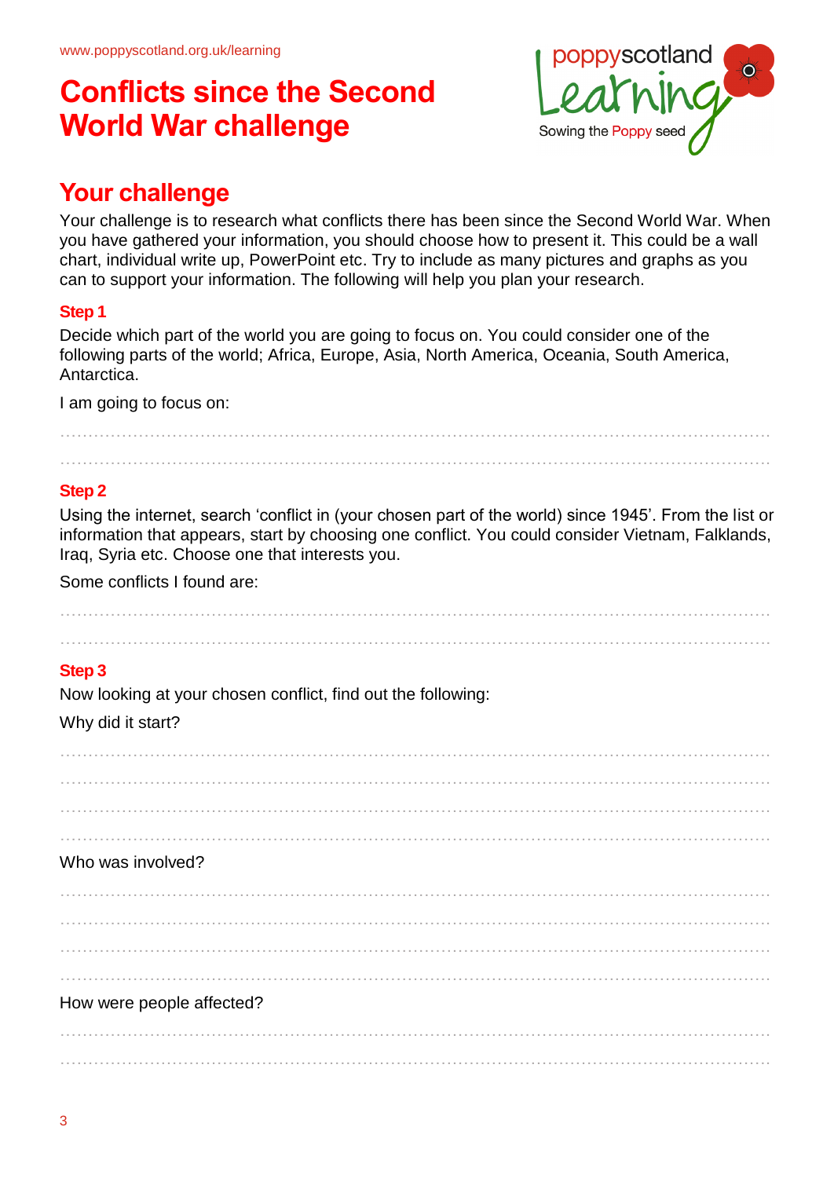# Conflicts since the Second World War challenge

## Your challenge

Your challenge is to research what conflicts there has been since the Second World War. When you have gathered your information, you should choose how to present it. This could be a wall chart, individual write up, PowerPoint etc. Try to include as many pictures and graphs as you can to support your information. The following will help you plan your research.

### Step 1

Decide which part of the world you are going to focus on. You could consider one of the following parts of the world; Africa, Europe, Asia, North America, Oceania, South America, Antarctica.

I am going to focus on:

...................................................................................................................................

...................................................................................................................................

### Step 2

Using the internet, search 'conflict in (your chosen part of the world) since 1945'. From the list or information that appears, start by choosing one conflict. You could consider Vietnam, Falklands, Iraq, Syria etc. Choose one that interests you.

Some conflicts I found are:

...................................................................................................................................

...................................................................................................................................

### Step 3

Now looking at your chosen conflict, find out the following:

Why did it start?

...................................................................................................................................

...................................................................................................................................

...................................................................................................................................

...................................................................................................................................

Who was involved?

...................................................................................................................................

...................................................................................................................................

...................................................................................................................................

...................................................................................................................................

How were people affected?

...................................................................................................................................

...................................................................................................................................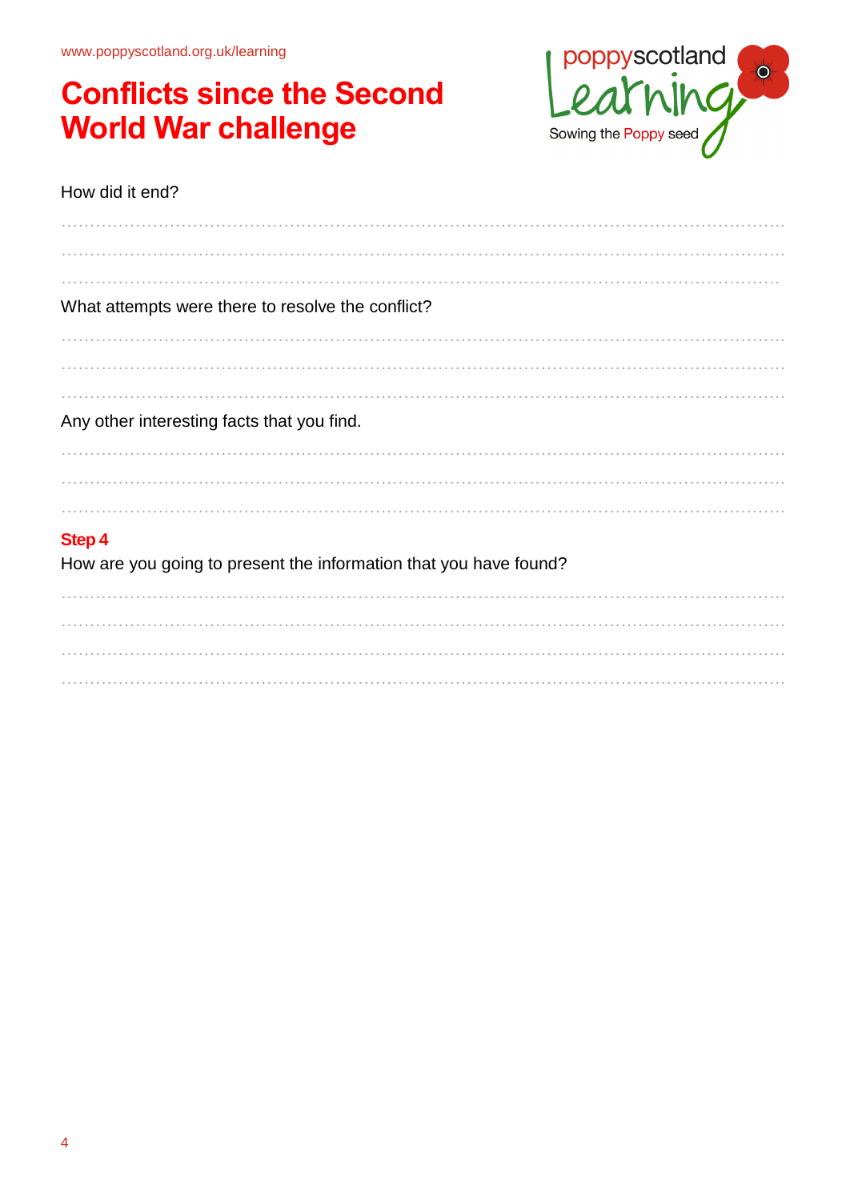# Conflicts since the Second World War challenge

How did it end?

........................................................................................................................................

........................................................................................................................................

........................................................................................................................................

What attempts were there to resolve the conflict?

........................................................................................................................................

........................................................................................................................................

........................................................................................................................................

Any other interesting facts that you find.

........................................................................................................................................

........................................................................................................................................

........................................................................................................................................

## Step 4

How are you going to present the information that you have found?

........................................................................................................................................

........................................................................................................................................

........................................................................................................................................

........................................................................................................................................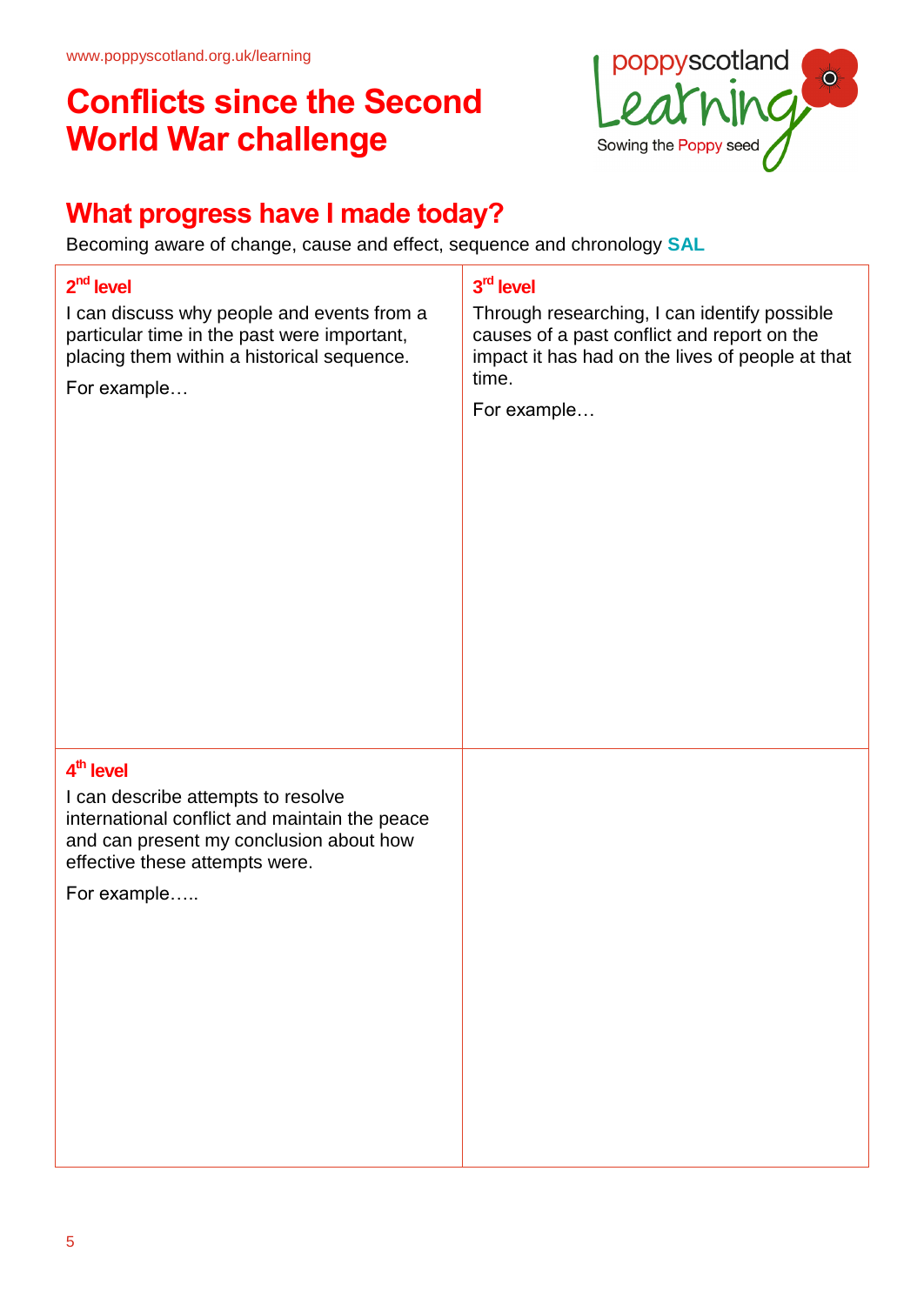www.poppyscotland.org.uk/learning

# Conflicts since the Second World War challenge

poppyscotland Learning
Sowing the Poppy seed

## What progress have I made today?

Becoming aware of change, cause and effect, sequence and chronology **SAL**

| **2nd level**<br>I can discuss why people and events from a particular time in the past were important, placing them within a historical sequence.<br>For example… | **3rd level**<br>Through researching, I can identify possible causes of a past conflict and report on the impact it has had on the lives of people at that time.<br>For example… |
|---|---|
| **4th level**<br>I can describe attempts to resolve international conflict and maintain the peace and can present my conclusion about how effective these attempts were.<br>For example….. | |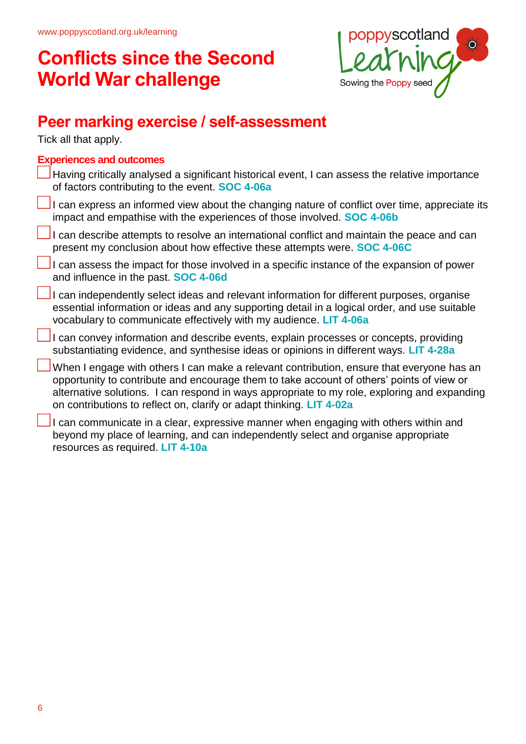www.poppyscotland.org.uk/learning

# Conflicts since the Second World War challenge

## Peer marking exercise / self-assessment

Tick all that apply.

### Experiences and outcomes

- ☐ Having critically analysed a significant historical event, I can assess the relative importance of factors contributing to the event. **SOC 4-06a**
- ☐ I can express an informed view about the changing nature of conflict over time, appreciate its impact and empathise with the experiences of those involved. **SOC 4-06b**
- ☐ I can describe attempts to resolve an international conflict and maintain the peace and can present my conclusion about how effective these attempts were. **SOC 4-06C**
- ☐ I can assess the impact for those involved in a specific instance of the expansion of power and influence in the past. **SOC 4-06d**
- ☐ I can independently select ideas and relevant information for different purposes, organise essential information or ideas and any supporting detail in a logical order, and use suitable vocabulary to communicate effectively with my audience. **LIT 4-06a**
- ☐ I can convey information and describe events, explain processes or concepts, providing substantiating evidence, and synthesise ideas or opinions in different ways. **LIT 4-28a**
- ☐ When I engage with others I can make a relevant contribution, ensure that everyone has an opportunity to contribute and encourage them to take account of others' points of view or alternative solutions. I can respond in ways appropriate to my role, exploring and expanding on contributions to reflect on, clarify or adapt thinking. **LIT 4-02a**
- ☐ I can communicate in a clear, expressive manner when engaging with others within and beyond my place of learning, and can independently select and organise appropriate resources as required. **LIT 4-10a**